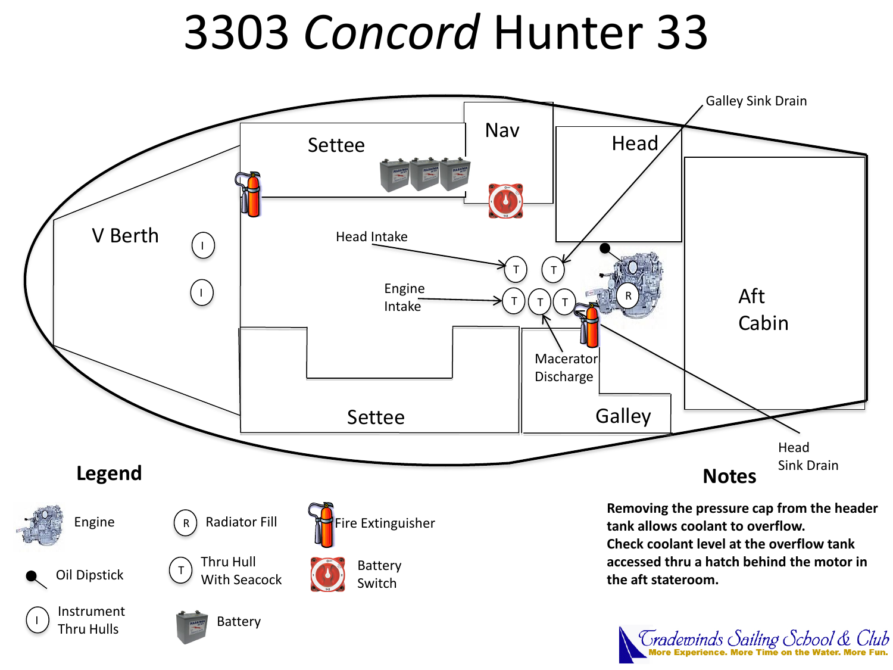# 3303 *Concord* Hunter 33

Settee

Nav

Head

Galley Sink Drain

V Berth

Head Intake

Engine Intake

Aft Cabin

Macerator Discharge

Settee

Galley

Head Sink Drain

## Legend

- Engine
- Oil Dipstick
- Instrument Thru Hulls
- R — Radiator Fill
- T — Thru Hull With Seacock
- Battery
- Fire Extinguisher
- Battery Switch

## Notes

**Removing the pressure cap from the header tank allows coolant to overflow.**
**Check coolant level at the overflow tank accessed thru a hatch behind the motor in the aft stateroom.**

Tradewinds Sailing School & Club
More Experience. More Time on the Water. More Fun.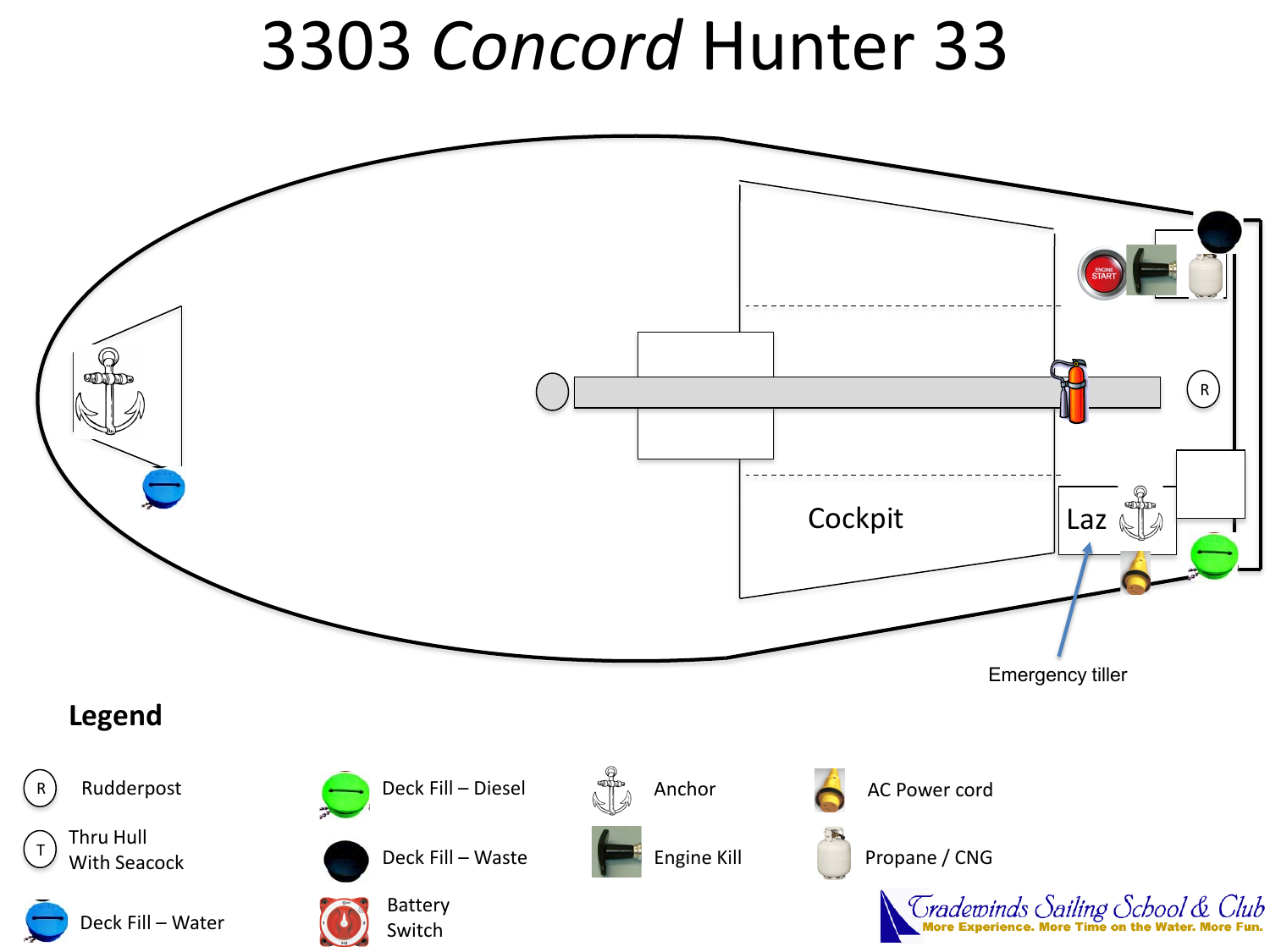# 3303 *Concord* Hunter 33

Cockpit

Laz

Emergency tiller

R

**Legend**

- R — Rudderpost
- T — Thru Hull With Seacock
- Deck Fill – Water
- Deck Fill – Diesel
- Deck Fill – Waste
- Battery Switch
- Anchor
- Engine Kill
- AC Power cord
- Propane / CNG

Tradewinds Sailing School & Club
More Experience. More Time on the Water. More Fun.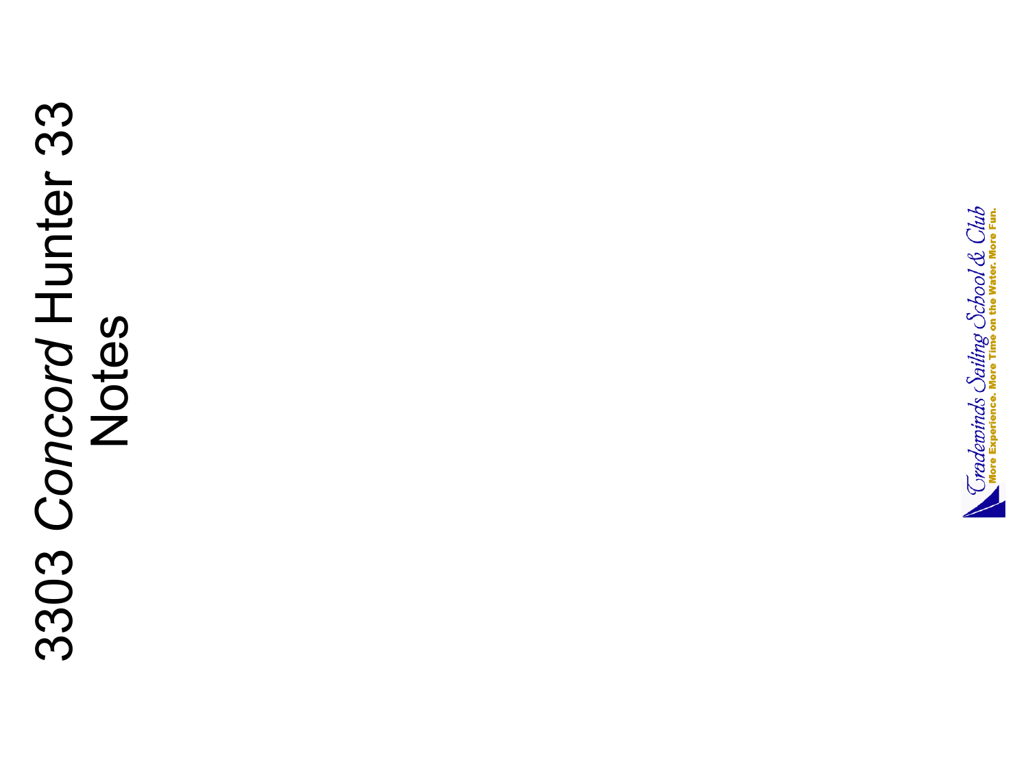# 3303 *Concord* Hunter 33 Notes

Tradewinds Sailing School & Club

More Experience. More Time on the Water. More Fun.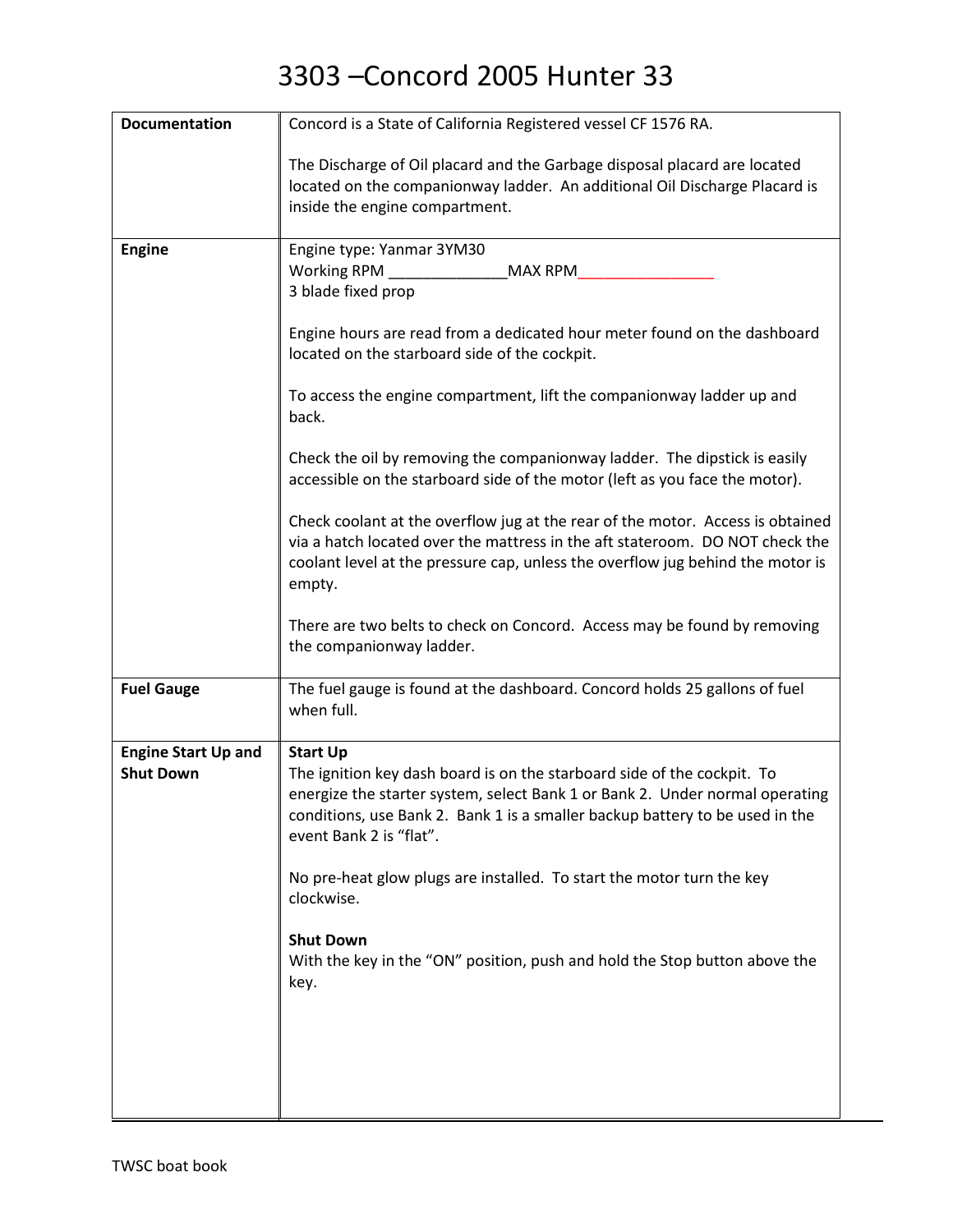# 3303 –Concord 2005 Hunter 33

| | |
|---|---|
| **Documentation** | Concord is a State of California Registered vessel CF 1576 RA.<br><br>The Discharge of Oil placard and the Garbage disposal placard are located located on the companionway ladder. An additional Oil Discharge Placard is inside the engine compartment. |
| **Engine** | Engine type: Yanmar 3YM30<br>Working RPM ______________MAX RPM________________<br>3 blade fixed prop<br><br>Engine hours are read from a dedicated hour meter found on the dashboard located on the starboard side of the cockpit.<br><br>To access the engine compartment, lift the companionway ladder up and back.<br><br>Check the oil by removing the companionway ladder. The dipstick is easily accessible on the starboard side of the motor (left as you face the motor).<br><br>Check coolant at the overflow jug at the rear of the motor. Access is obtained via a hatch located over the mattress in the aft stateroom. DO NOT check the coolant level at the pressure cap, unless the overflow jug behind the motor is empty.<br><br>There are two belts to check on Concord. Access may be found by removing the companionway ladder. |
| **Fuel Gauge** | The fuel gauge is found at the dashboard. Concord holds 25 gallons of fuel when full. |
| **Engine Start Up and Shut Down** | **Start Up**<br>The ignition key dash board is on the starboard side of the cockpit. To energize the starter system, select Bank 1 or Bank 2. Under normal operating conditions, use Bank 2. Bank 1 is a smaller backup battery to be used in the event Bank 2 is "flat".<br><br>No pre-heat glow plugs are installed. To start the motor turn the key clockwise.<br><br>**Shut Down**<br>With the key in the "ON" position, push and hold the Stop button above the key. |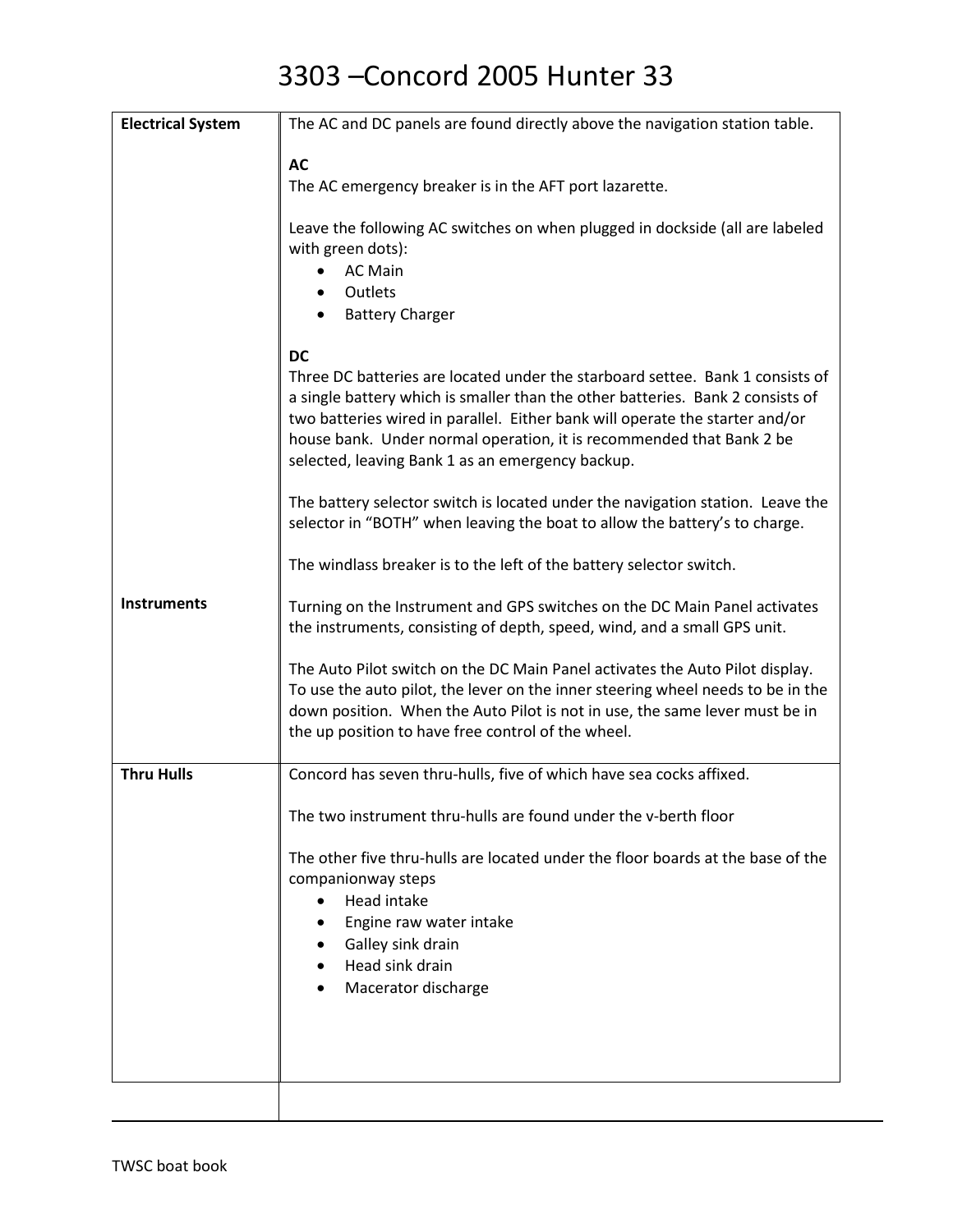# 3303 –Concord 2005 Hunter 33

| | |
|---|---|
| **Electrical System** | The AC and DC panels are found directly above the navigation station table.<br><br>**AC**<br>The AC emergency breaker is in the AFT port lazarette.<br><br>Leave the following AC switches on when plugged in dockside (all are labeled with green dots):<br>• AC Main<br>• Outlets<br>• Battery Charger<br><br>**DC**<br>Three DC batteries are located under the starboard settee. Bank 1 consists of a single battery which is smaller than the other batteries. Bank 2 consists of two batteries wired in parallel. Either bank will operate the starter and/or house bank. Under normal operation, it is recommended that Bank 2 be selected, leaving Bank 1 as an emergency backup.<br><br>The battery selector switch is located under the navigation station. Leave the selector in "BOTH" when leaving the boat to allow the battery's to charge.<br><br>The windlass breaker is to the left of the battery selector switch. |
| **Instruments** | Turning on the Instrument and GPS switches on the DC Main Panel activates the instruments, consisting of depth, speed, wind, and a small GPS unit.<br><br>The Auto Pilot switch on the DC Main Panel activates the Auto Pilot display. To use the auto pilot, the lever on the inner steering wheel needs to be in the down position. When the Auto Pilot is not in use, the same lever must be in the up position to have free control of the wheel. |
| **Thru Hulls** | Concord has seven thru-hulls, five of which have sea cocks affixed.<br><br>The two instrument thru-hulls are found under the v-berth floor<br><br>The other five thru-hulls are located under the floor boards at the base of the companionway steps<br>• Head intake<br>• Engine raw water intake<br>• Galley sink drain<br>• Head sink drain<br>• Macerator discharge |
| | |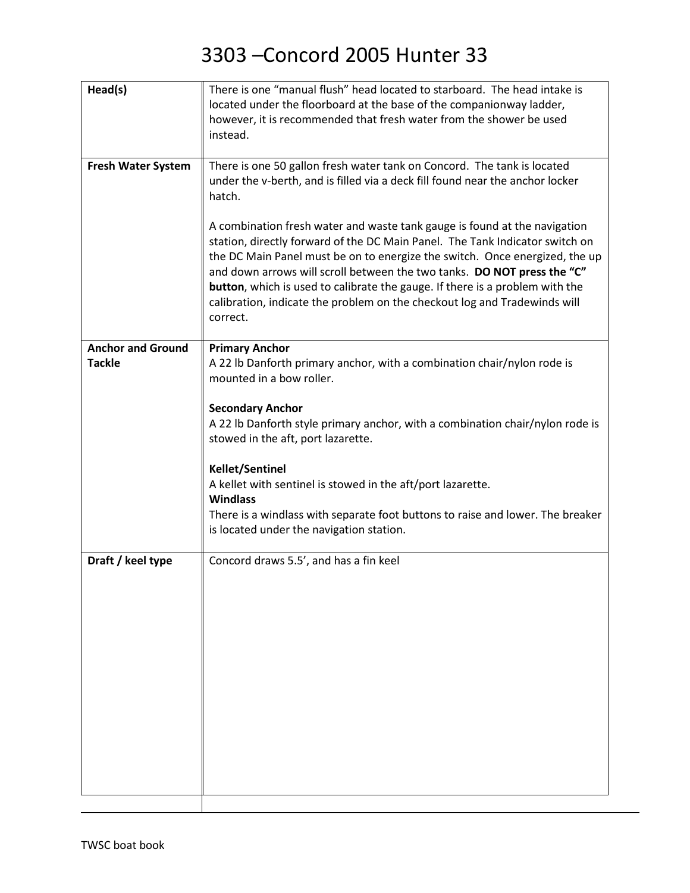# 3303 –Concord 2005 Hunter 33

| | |
|---|---|
| **Head(s)** | There is one "manual flush" head located to starboard. The head intake is located under the floorboard at the base of the companionway ladder, however, it is recommended that fresh water from the shower be used instead. |
| **Fresh Water System** | There is one 50 gallon fresh water tank on Concord. The tank is located under the v-berth, and is filled via a deck fill found near the anchor locker hatch.<br><br>A combination fresh water and waste tank gauge is found at the navigation station, directly forward of the DC Main Panel. The Tank Indicator switch on the DC Main Panel must be on to energize the switch. Once energized, the up and down arrows will scroll between the two tanks. **DO NOT press the "C" button**, which is used to calibrate the gauge. If there is a problem with the calibration, indicate the problem on the checkout log and Tradewinds will correct. |
| **Anchor and Ground Tackle** | **Primary Anchor**<br>A 22 lb Danforth primary anchor, with a combination chair/nylon rode is mounted in a bow roller.<br><br>**Secondary Anchor**<br>A 22 lb Danforth style primary anchor, with a combination chair/nylon rode is stowed in the aft, port lazarette.<br><br>**Kellet/Sentinel**<br>A kellet with sentinel is stowed in the aft/port lazarette.<br>**Windlass**<br>There is a windlass with separate foot buttons to raise and lower. The breaker is located under the navigation station. |
| **Draft / keel type** | Concord draws 5.5', and has a fin keel |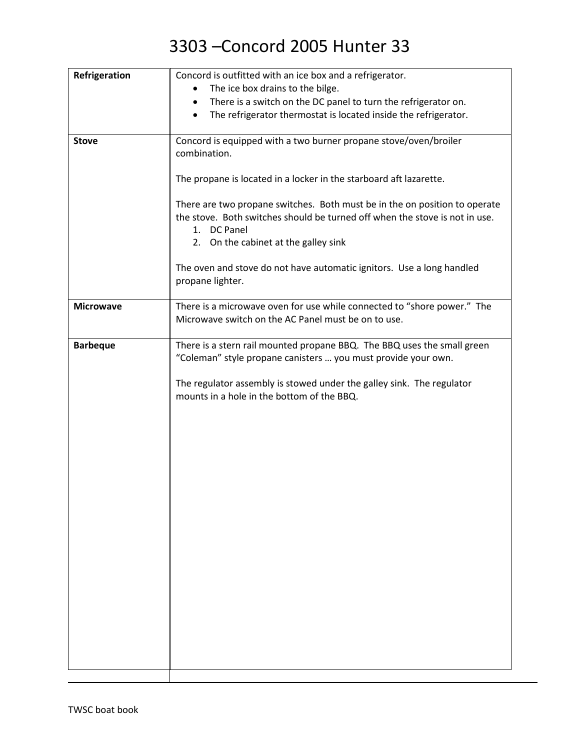# 3303 –Concord 2005 Hunter 33

| | |
|---|---|
| **Refrigeration** | Concord is outfitted with an ice box and a refrigerator.<br>• The ice box drains to the bilge.<br>• There is a switch on the DC panel to turn the refrigerator on.<br>• The refrigerator thermostat is located inside the refrigerator. |
| **Stove** | Concord is equipped with a two burner propane stove/oven/broiler combination.<br><br>The propane is located in a locker in the starboard aft lazarette.<br><br>There are two propane switches. Both must be in the on position to operate the stove. Both switches should be turned off when the stove is not in use.<br>1. DC Panel<br>2. On the cabinet at the galley sink<br><br>The oven and stove do not have automatic ignitors. Use a long handled propane lighter. |
| **Microwave** | There is a microwave oven for use while connected to "shore power." The Microwave switch on the AC Panel must be on to use. |
| **Barbeque** | There is a stern rail mounted propane BBQ. The BBQ uses the small green "Coleman" style propane canisters … you must provide your own.<br><br>The regulator assembly is stowed under the galley sink. The regulator mounts in a hole in the bottom of the BBQ. |

TWSC boat book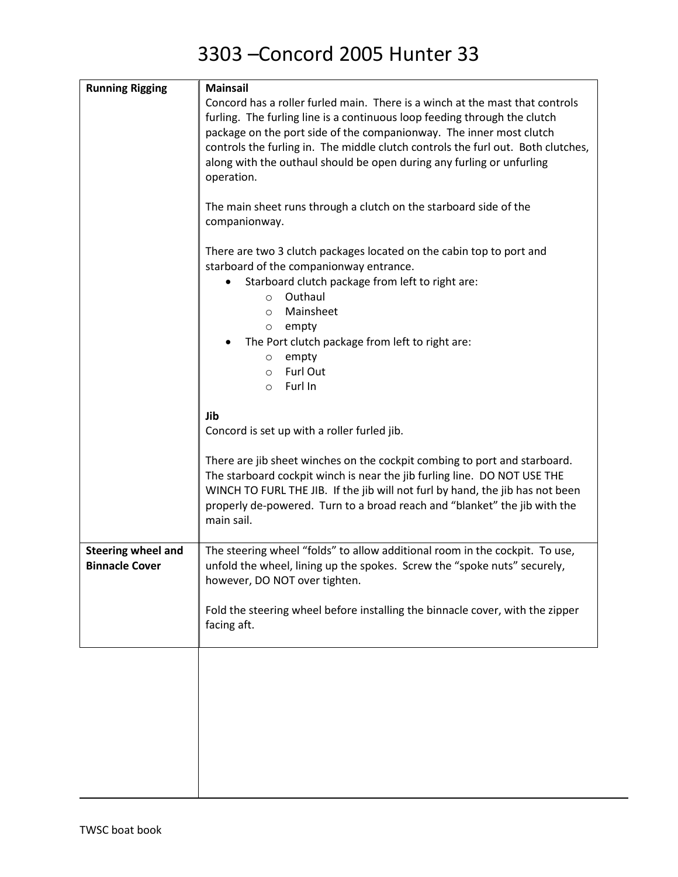# 3303 –Concord 2005 Hunter 33

| | |
|---|---|
| **Running Rigging** | **Mainsail**<br>Concord has a roller furled main. There is a winch at the mast that controls furling. The furling line is a continuous loop feeding through the clutch package on the port side of the companionway. The inner most clutch controls the furling in. The middle clutch controls the furl out. Both clutches, along with the outhaul should be open during any furling or unfurling operation.<br><br>The main sheet runs through a clutch on the starboard side of the companionway.<br><br>There are two 3 clutch packages located on the cabin top to port and starboard of the companionway entrance.<br>• Starboard clutch package from left to right are:<br>&nbsp;&nbsp;&nbsp;&nbsp;o Outhaul<br>&nbsp;&nbsp;&nbsp;&nbsp;o Mainsheet<br>&nbsp;&nbsp;&nbsp;&nbsp;o empty<br>• The Port clutch package from left to right are:<br>&nbsp;&nbsp;&nbsp;&nbsp;o empty<br>&nbsp;&nbsp;&nbsp;&nbsp;o Furl Out<br>&nbsp;&nbsp;&nbsp;&nbsp;o Furl In<br><br>**Jib**<br>Concord is set up with a roller furled jib.<br><br>There are jib sheet winches on the cockpit combing to port and starboard. The starboard cockpit winch is near the jib furling line. DO NOT USE THE WINCH TO FURL THE JIB. If the jib will not furl by hand, the jib has not been properly de-powered. Turn to a broad reach and "blanket" the jib with the main sail. |
| **Steering wheel and Binnacle Cover** | The steering wheel "folds" to allow additional room in the cockpit. To use, unfold the wheel, lining up the spokes. Screw the "spoke nuts" securely, however, DO NOT over tighten.<br><br>Fold the steering wheel before installing the binnacle cover, with the zipper facing aft. |
| | |

TWSC boat book